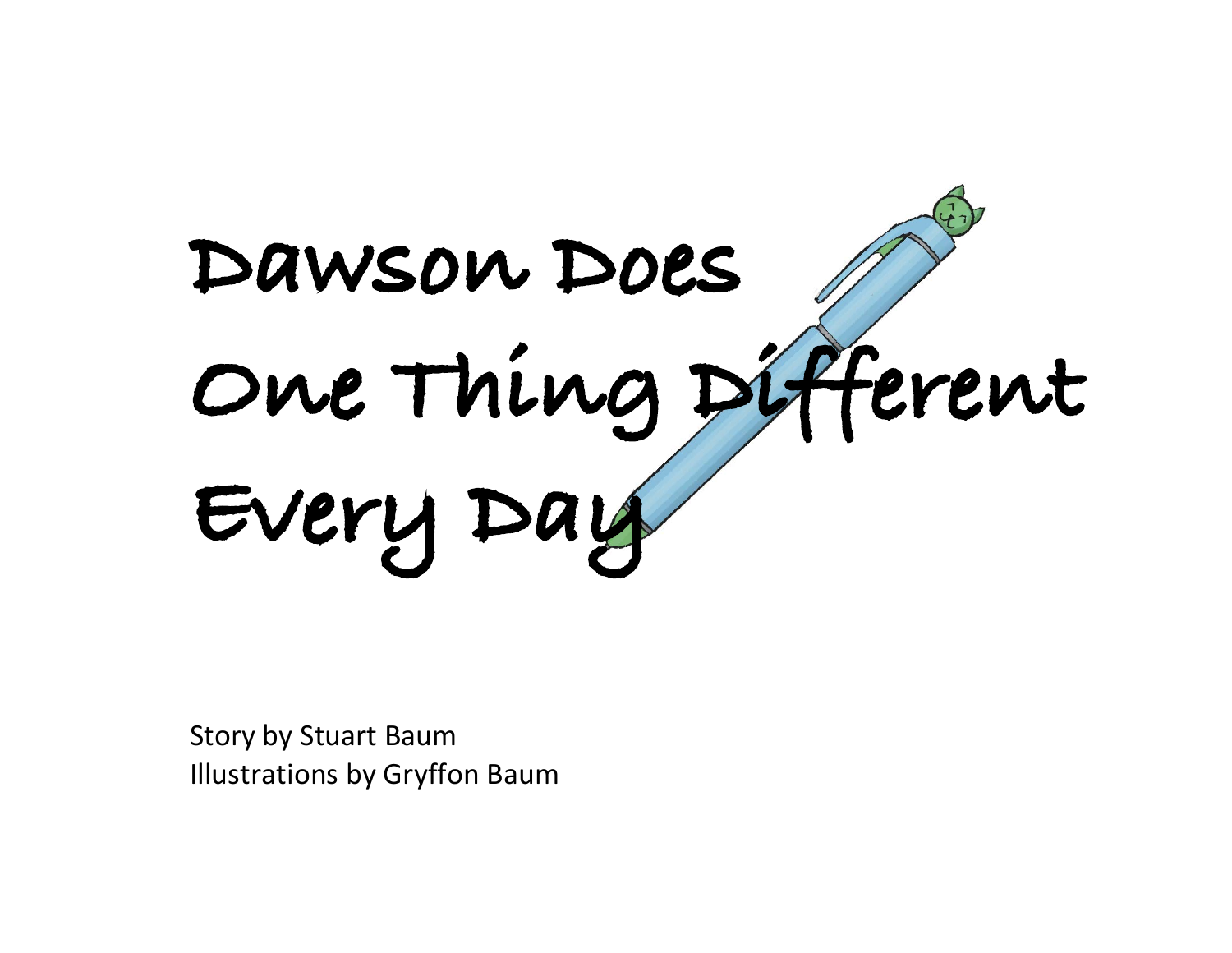# Dawson Does One Thing Different Every Day

Story by Stuart Baum
Illustrations by Gryffon Baum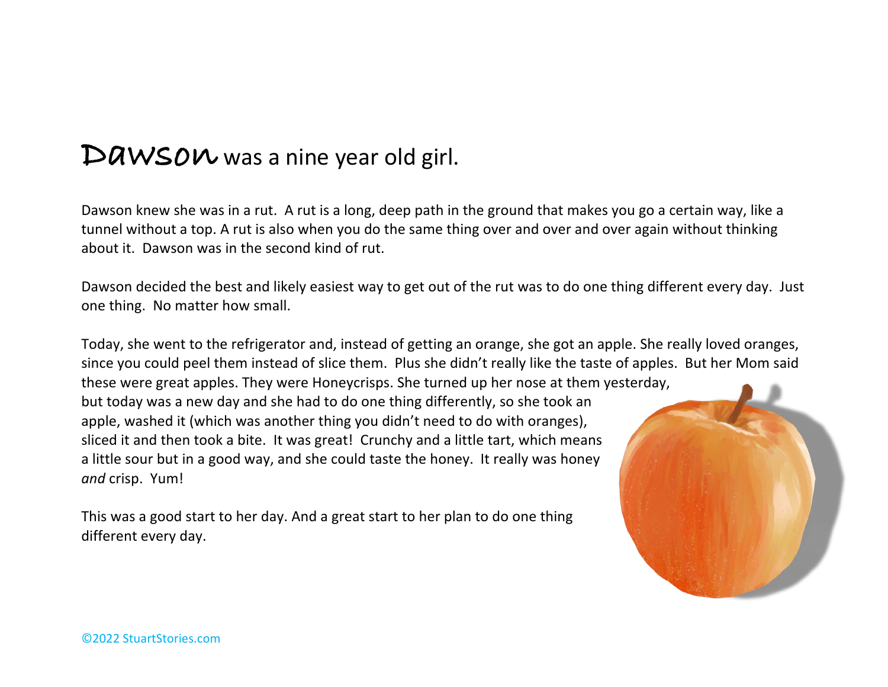**Dawson** was a nine year old girl.

Dawson knew she was in a rut. A rut is a long, deep path in the ground that makes you go a certain way, like a tunnel without a top. A rut is also when you do the same thing over and over and over again without thinking about it. Dawson was in the second kind of rut.

Dawson decided the best and likely easiest way to get out of the rut was to do one thing different every day. Just one thing. No matter how small.

Today, she went to the refrigerator and, instead of getting an orange, she got an apple. She really loved oranges, since you could peel them instead of slice them. Plus she didn't really like the taste of apples. But her Mom said these were great apples. They were Honeycrisps. She turned up her nose at them yesterday, but today was a new day and she had to do one thing differently, so she took an apple, washed it (which was another thing you didn't need to do with oranges), sliced it and then took a bite. It was great! Crunchy and a little tart, which means a little sour but in a good way, and she could taste the honey. It really was honey *and* crisp. Yum!

This was a good start to her day. And a great start to her plan to do one thing different every day.

©2022 StuartStories.com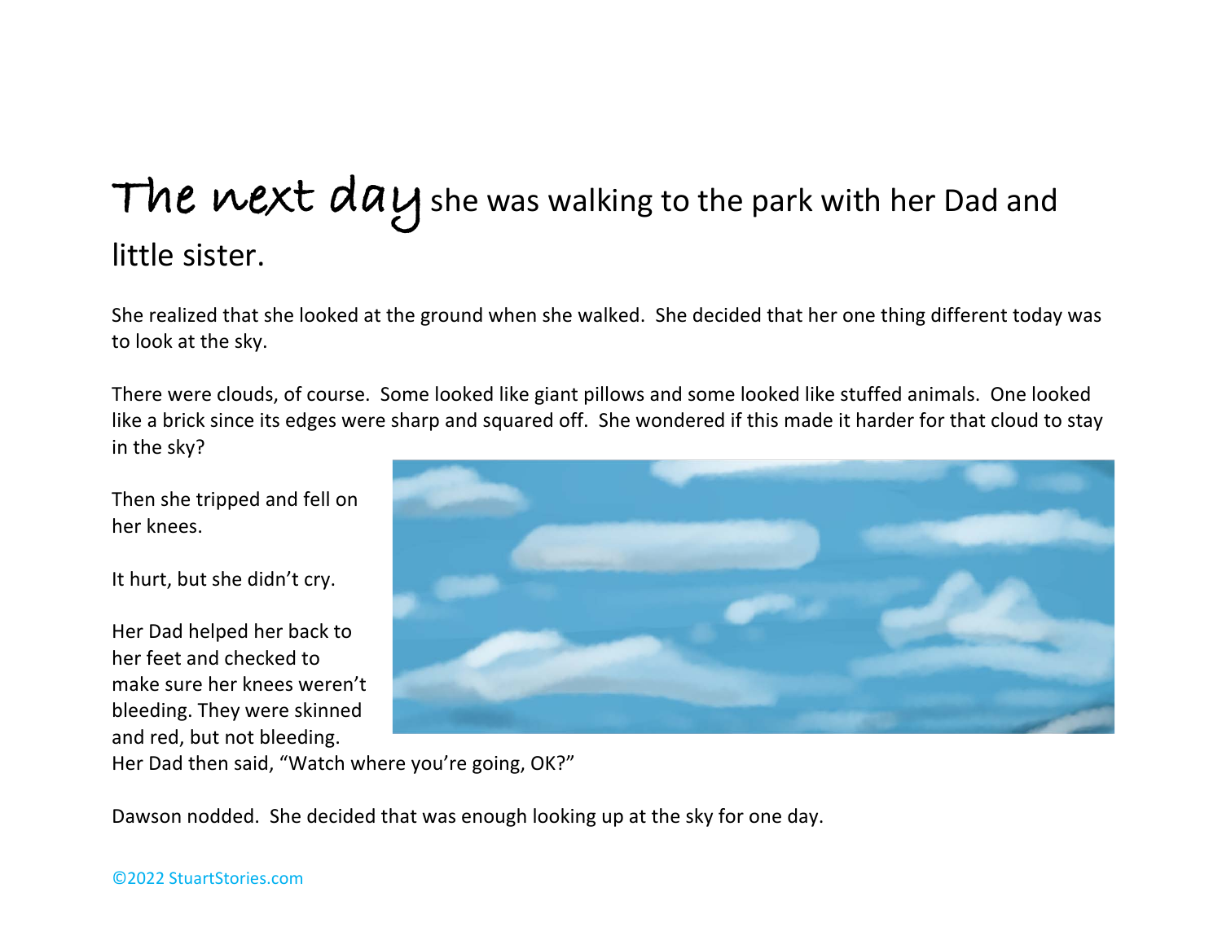**The next day** she was walking to the park with her Dad and little sister.

She realized that she looked at the ground when she walked. She decided that her one thing different today was to look at the sky.

There were clouds, of course. Some looked like giant pillows and some looked like stuffed animals. One looked like a brick since its edges were sharp and squared off. She wondered if this made it harder for that cloud to stay in the sky?

Then she tripped and fell on her knees.

It hurt, but she didn't cry.

Her Dad helped her back to her feet and checked to make sure her knees weren't bleeding. They were skinned and red, but not bleeding.
Her Dad then said, "Watch where you're going, OK?"

Dawson nodded. She decided that was enough looking up at the sky for one day.

©2022 StuartStories.com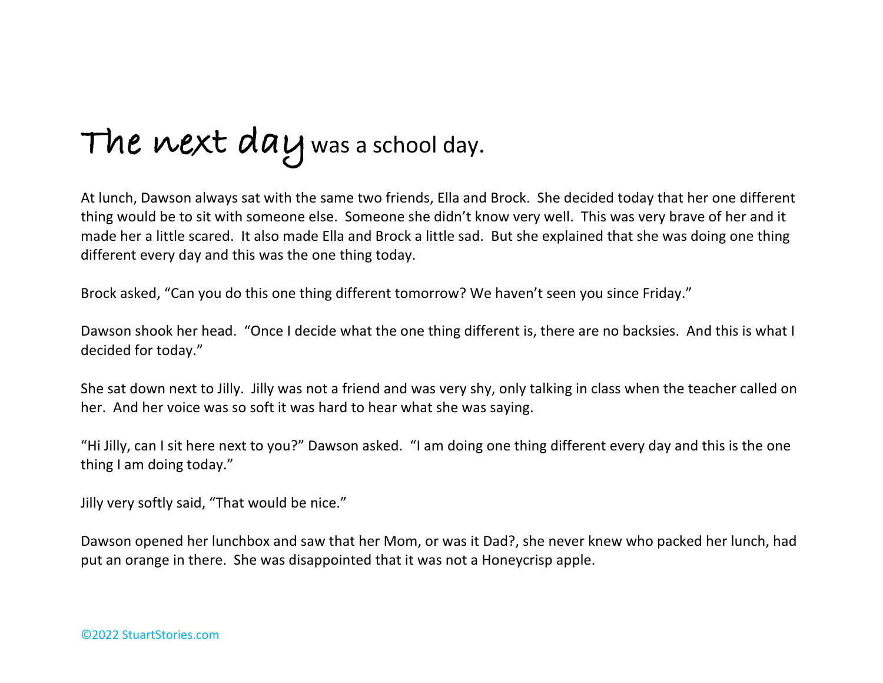**The next day** was a school day.

At lunch, Dawson always sat with the same two friends, Ella and Brock. She decided today that her one different thing would be to sit with someone else. Someone she didn't know very well. This was very brave of her and it made her a little scared. It also made Ella and Brock a little sad. But she explained that she was doing one thing different every day and this was the one thing today.

Brock asked, "Can you do this one thing different tomorrow? We haven't seen you since Friday."

Dawson shook her head. "Once I decide what the one thing different is, there are no backsies. And this is what I decided for today."

She sat down next to Jilly. Jilly was not a friend and was very shy, only talking in class when the teacher called on her. And her voice was so soft it was hard to hear what she was saying.

"Hi Jilly, can I sit here next to you?" Dawson asked. "I am doing one thing different every day and this is the one thing I am doing today."

Jilly very softly said, "That would be nice."

Dawson opened her lunchbox and saw that her Mom, or was it Dad?, she never knew who packed her lunch, had put an orange in there. She was disappointed that it was not a Honeycrisp apple.

©2022 StuartStories.com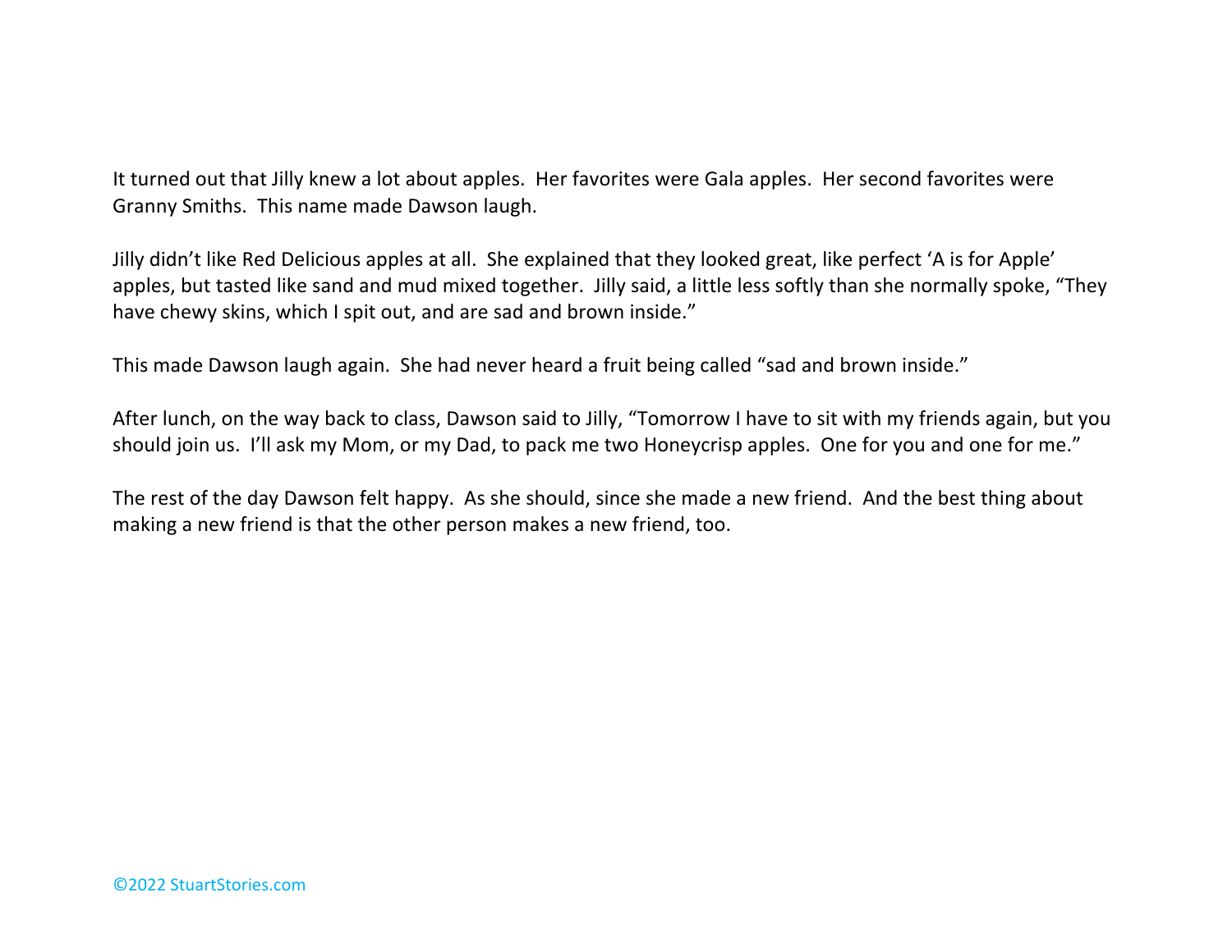It turned out that Jilly knew a lot about apples. Her favorites were Gala apples. Her second favorites were Granny Smiths. This name made Dawson laugh.

Jilly didn't like Red Delicious apples at all. She explained that they looked great, like perfect 'A is for Apple' apples, but tasted like sand and mud mixed together. Jilly said, a little less softly than she normally spoke, "They have chewy skins, which I spit out, and are sad and brown inside."

This made Dawson laugh again. She had never heard a fruit being called "sad and brown inside."

After lunch, on the way back to class, Dawson said to Jilly, "Tomorrow I have to sit with my friends again, but you should join us. I'll ask my Mom, or my Dad, to pack me two Honeycrisp apples. One for you and one for me."

The rest of the day Dawson felt happy. As she should, since she made a new friend. And the best thing about making a new friend is that the other person makes a new friend, too.

©2022 StuartStories.com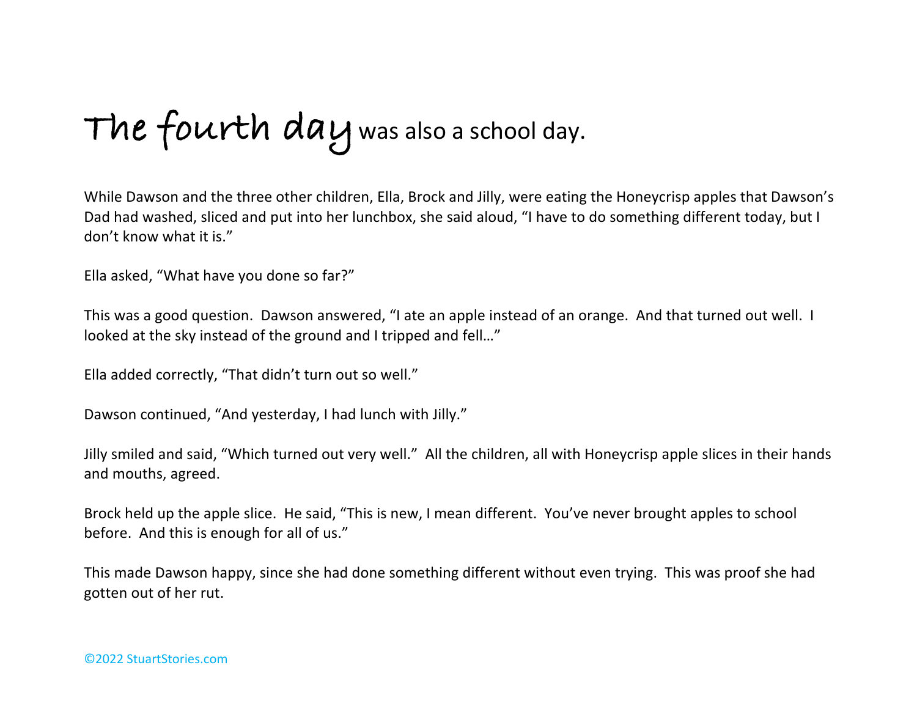# The fourth day was also a school day.

While Dawson and the three other children, Ella, Brock and Jilly, were eating the Honeycrisp apples that Dawson's Dad had washed, sliced and put into her lunchbox, she said aloud, "I have to do something different today, but I don't know what it is."

Ella asked, "What have you done so far?"

This was a good question. Dawson answered, "I ate an apple instead of an orange. And that turned out well. I looked at the sky instead of the ground and I tripped and fell…"

Ella added correctly, "That didn't turn out so well."

Dawson continued, "And yesterday, I had lunch with Jilly."

Jilly smiled and said, "Which turned out very well." All the children, all with Honeycrisp apple slices in their hands and mouths, agreed.

Brock held up the apple slice. He said, "This is new, I mean different. You've never brought apples to school before. And this is enough for all of us."

This made Dawson happy, since she had done something different without even trying. This was proof she had gotten out of her rut.

©2022 StuartStories.com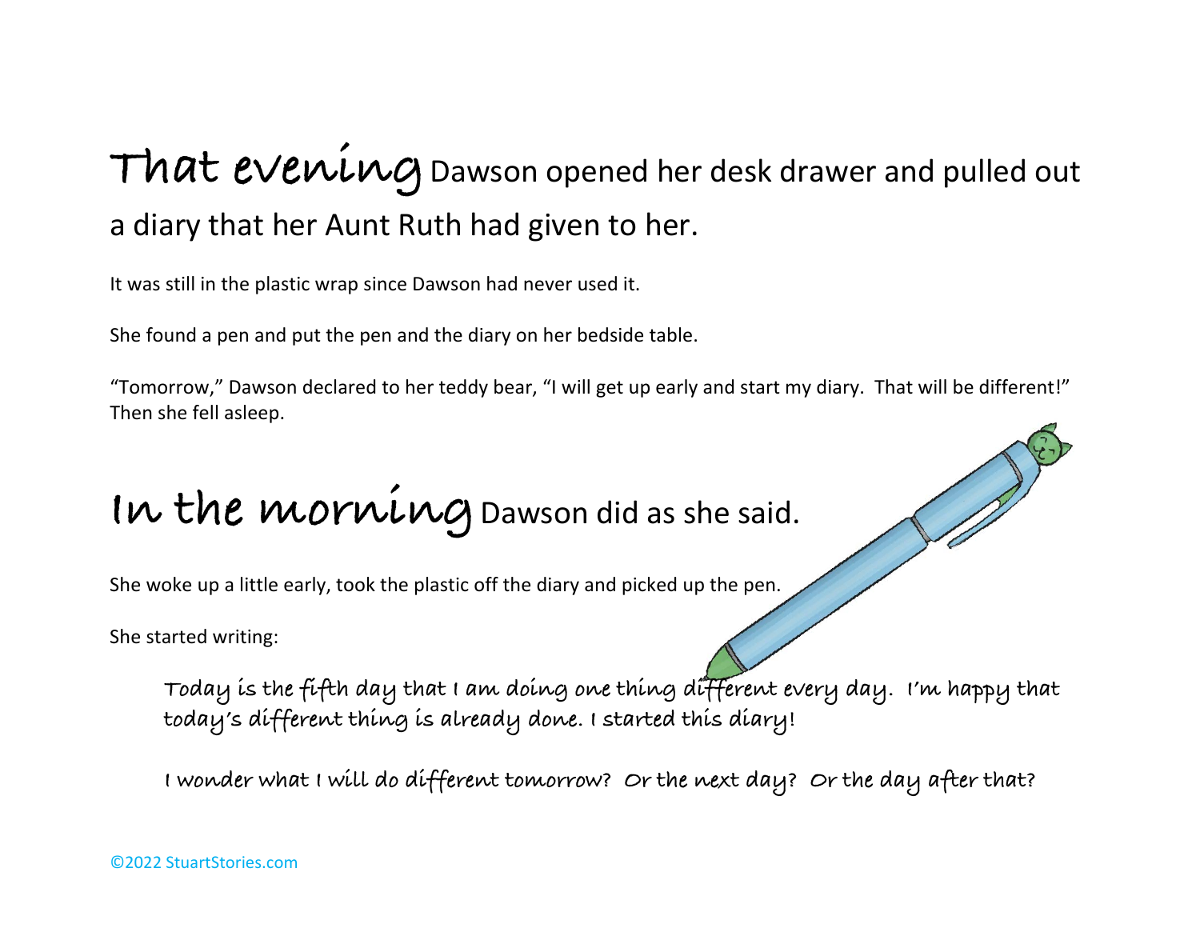**That evening** Dawson opened her desk drawer and pulled out a diary that her Aunt Ruth had given to her.

It was still in the plastic wrap since Dawson had never used it.

She found a pen and put the pen and the diary on her bedside table.

"Tomorrow," Dawson declared to her teddy bear, "I will get up early and start my diary. That will be different!" Then she fell asleep.

**In the morning** Dawson did as she said.

She woke up a little early, took the plastic off the diary and picked up the pen.

She started writing:

> *Today is the fifth day that I am doing one thing different every day. I'm happy that today's different thing is already done. I started this diary!*
>
> *I wonder what I will do different tomorrow? Or the next day? Or the day after that?*

©2022 StuartStories.com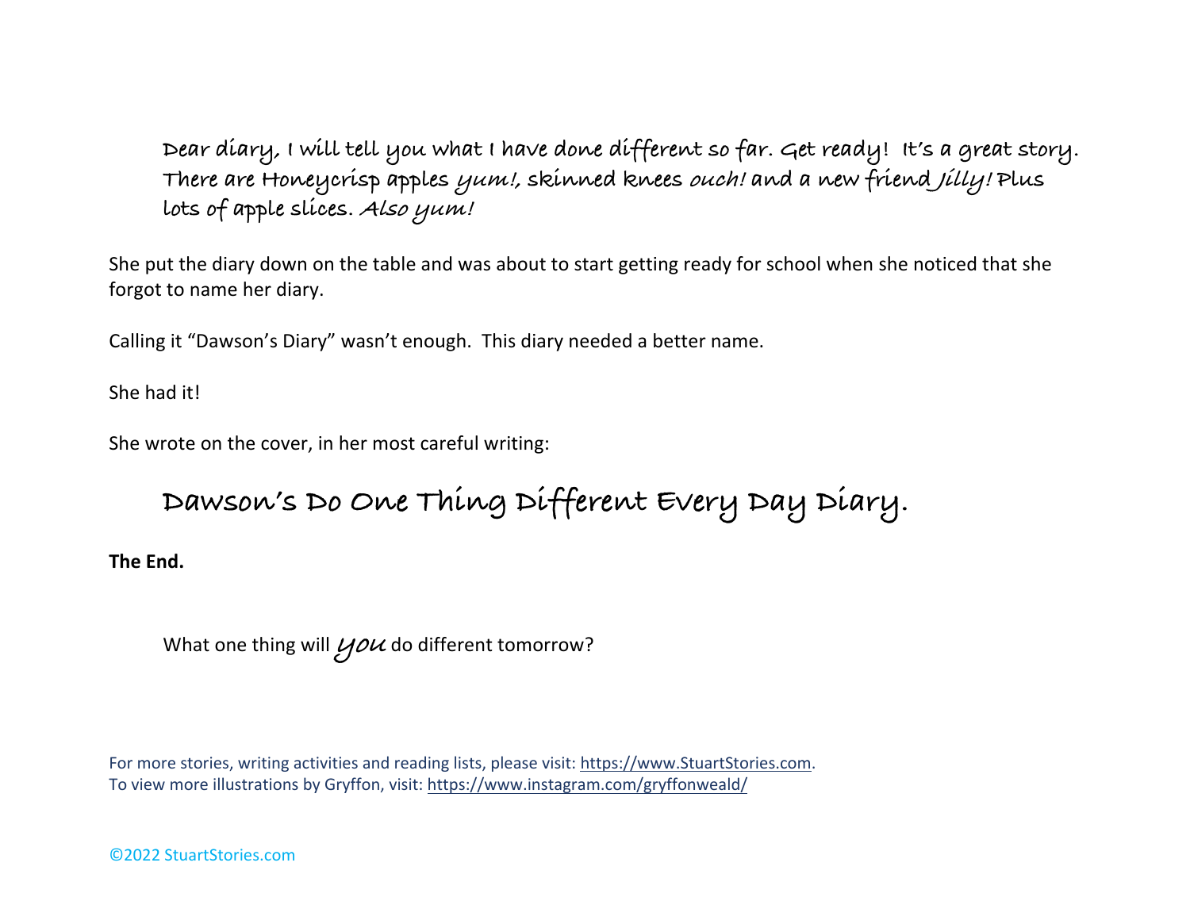Dear diary, I will tell you what I have done different so far. Get ready! It's a great story. There are Honeycrisp apples *yum!*, skinned knees *ouch!* and a new friend *Jilly!* Plus lots of apple slices. *Also yum!*

She put the diary down on the table and was about to start getting ready for school when she noticed that she forgot to name her diary.

Calling it "Dawson's Diary" wasn't enough. This diary needed a better name.

She had it!

She wrote on the cover, in her most careful writing:

Dawson's Do One Thing Different Every Day Diary.

**The End.**

What one thing will *you* do different tomorrow?

For more stories, writing activities and reading lists, please visit: https://www.StuartStories.com.
To view more illustrations by Gryffon, visit: https://www.instagram.com/gryffonweald/

©2022 StuartStories.com